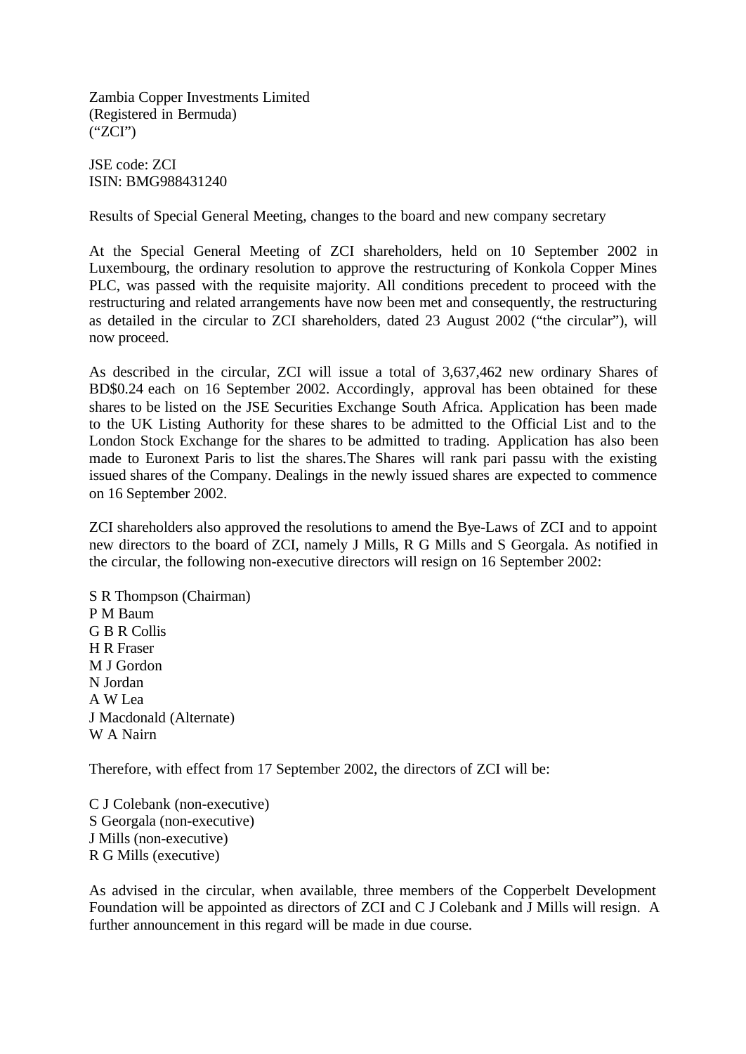Zambia Copper Investments Limited
(Registered in Bermuda)
("ZCI")

JSE code: ZCI
ISIN: BMG988431240

Results of Special General Meeting, changes to the board and new company secretary

At the Special General Meeting of ZCI shareholders, held on 10 September 2002 in Luxembourg, the ordinary resolution to approve the restructuring of Konkola Copper Mines PLC, was passed with the requisite majority. All conditions precedent to proceed with the restructuring and related arrangements have now been met and consequently, the restructuring as detailed in the circular to ZCI shareholders, dated 23 August 2002 ("the circular"), will now proceed.

As described in the circular, ZCI will issue a total of 3,637,462 new ordinary Shares of BD$0.24 each on 16 September 2002. Accordingly, approval has been obtained for these shares to be listed on the JSE Securities Exchange South Africa. Application has been made to the UK Listing Authority for these shares to be admitted to the Official List and to the London Stock Exchange for the shares to be admitted to trading. Application has also been made to Euronext Paris to list the shares.The Shares will rank pari passu with the existing issued shares of the Company. Dealings in the newly issued shares are expected to commence on 16 September 2002.

ZCI shareholders also approved the resolutions to amend the Bye-Laws of ZCI and to appoint new directors to the board of ZCI, namely J Mills, R G Mills and S Georgala. As notified in the circular, the following non-executive directors will resign on 16 September 2002:

S R Thompson (Chairman)
P M Baum
G B R Collis
H R Fraser
M J Gordon
N Jordan
A W Lea
J Macdonald (Alternate)
W A Nairn

Therefore, with effect from 17 September 2002, the directors of ZCI will be:

C J Colebank (non-executive)
S Georgala (non-executive)
J Mills (non-executive)
R G Mills (executive)

As advised in the circular, when available, three members of the Copperbelt Development Foundation will be appointed as directors of ZCI and C J Colebank and J Mills will resign. A further announcement in this regard will be made in due course.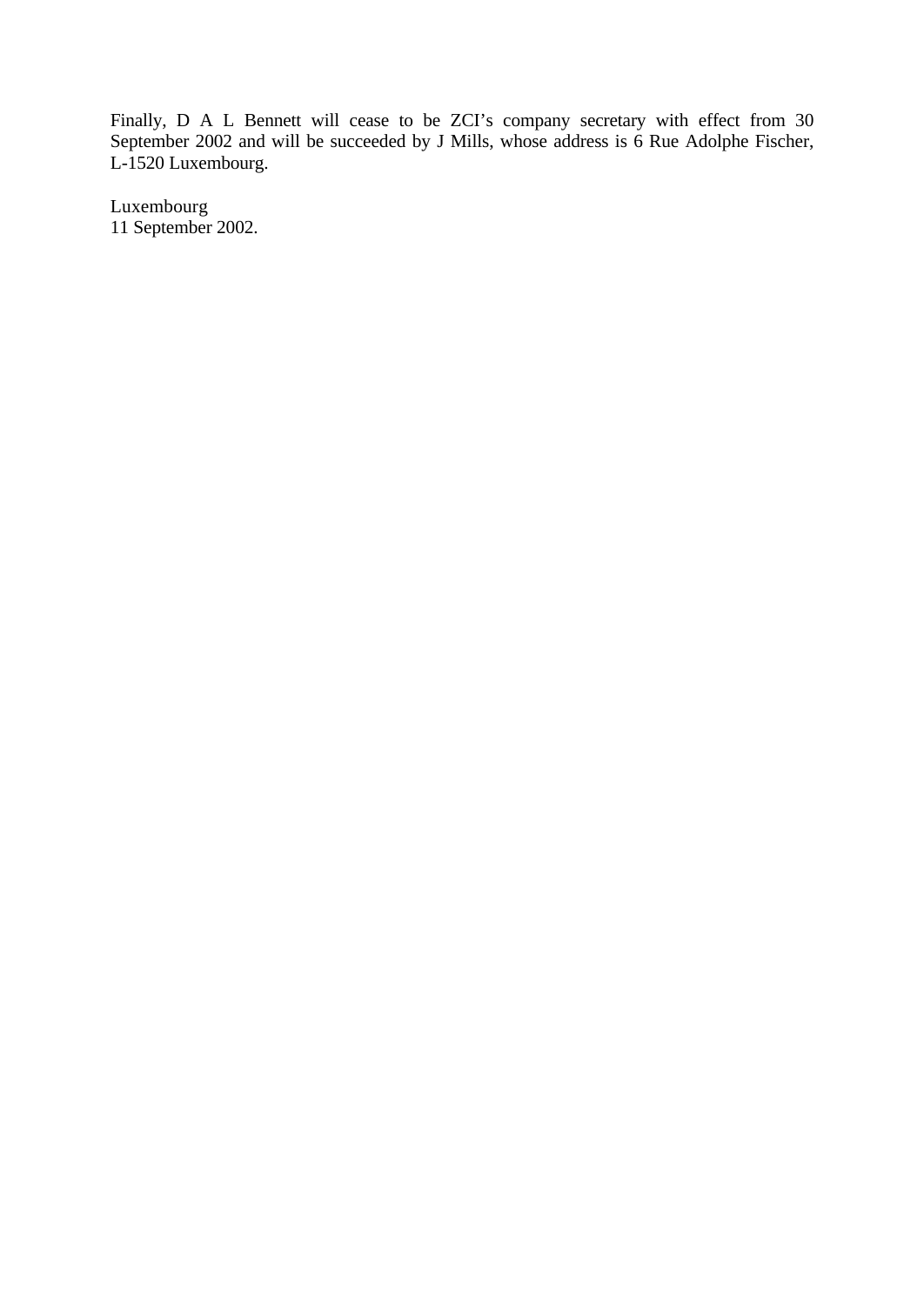Finally, D A L Bennett will cease to be ZCI's company secretary with effect from 30 September 2002 and will be succeeded by J Mills, whose address is 6 Rue Adolphe Fischer, L-1520 Luxembourg.

Luxembourg
11 September 2002.